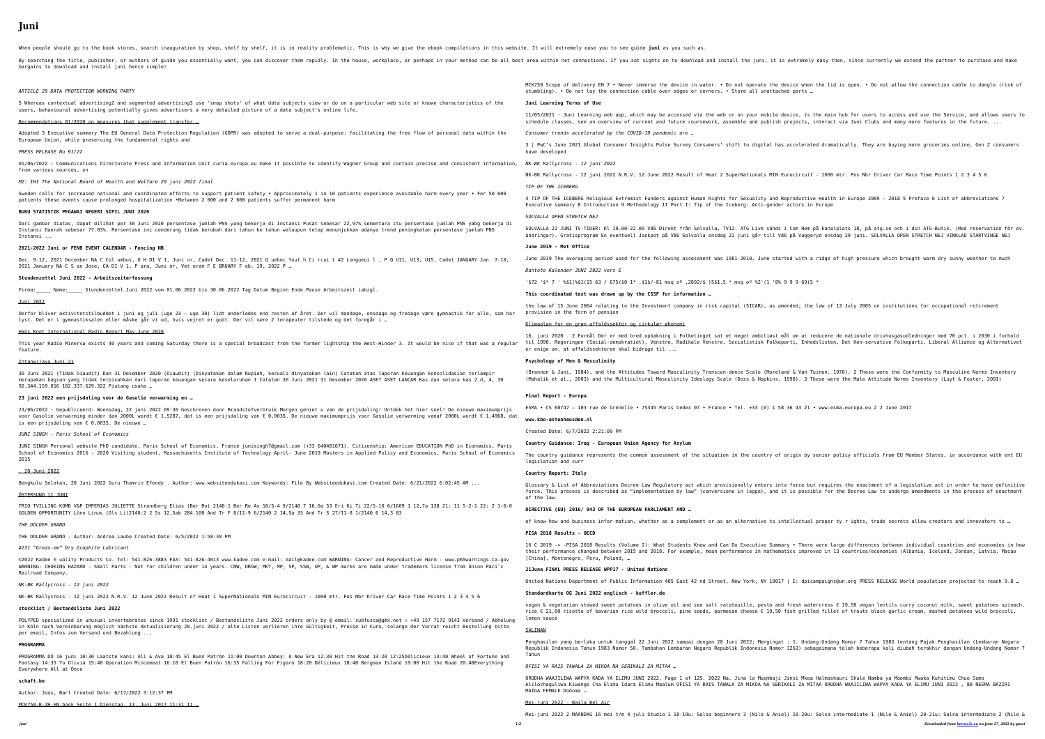# Juni

When people should go to the book stores, search inauguration by shop, shelf by shelf, it is in reality problematic. This is why we give the ebook compilations in this website. It will extremely ease you to see guide **juni** as you such as.

By searching the title, publisher, or authors of guide you essentially want, you can discover them rapidly. In the house, workplace, or perhaps in your method can be all best area within net connections. If you set sights on to download and install the juni, it is extremely easy then, since currently we extend the partner to purchase and make bargains to download and install juni hence simple!

*ARTICLE 29 DATA PROTECTION WORKING PARTY*

5 Whereas contextual advertising2 and segmented advertising3 use 'snap shots' of what data subjects view or do on a particular web site or known characteristics of the users, behavioural advertising potentially gives advertisers a very detailed picture of a data subject's online life,

Recommendations 01/2020 on measures that supplement transfer …

Adopted 3 Executive summary The EU General Data Protection Regulation (GDPR) was adopted to serve a dual-purpose: facilitating the free flow of personal data within the European Union, while preserving the fundamental rights and

*PRESS RELEASE No 91/22*

01/06/2022 · Communications Directorate Press and Information Unit curia.europa.eu make it possible to identify Wagner Group and contain precise and consistent information, from various sources, on

*M2: IHI The National Board of Health and Welfare 20 juni 2022 final*

Sweden calls for increased national and coordinated efforts to support patient safety • Approximately 1 in 10 patients experience avoidable harm every year • For 50 000 patients these events cause prolonged hospitalization •Between 2 000 and 2 600 patients suffer permanent harm

**BUKU STATISTIK PEGAWAI NEGERI SIPIL JUNI 2020**

Dari gambar diatas, dapat dilihat per 30 Juni 2020 persentase jumlah PNS yang bekerja di Instansi Pusat sebesar 22,97% sementara itu persentase jumlah PNS yabg bekerja di Instansi Daerah sebesar 77.03%. Persentase ini cenderung tidak berubah dari tahun ke tahun walaupun tetap menunjukkan adanya trend peningkatan persentase jumlah PNS Instansi ...

**2021–2022 Juni or FENB EVENT CALENDAR - Fencing NB**

Dec. 9-12, 2021 December NA C Col umbus, O H DI V 1, Juni or, Cadet Dec. 11-12, 2021 Q uebec Yout h Ci rcui t #2 Longueui l , P Q U11, U13, U15, Cadet JANUARY Jan. 7-10, 2021 January NA C S an Jose, CA DI V 1, P ara, Juni or, Vet eran F E BRUARY F eb. 19, 2022 P …

**Stundenzettel Juni 2022 - Arbeitszeiterfassung**

Firma:_____ Name:_____ Stundenzettel Juni 2022 vom 01.06.2022 bis 30.06.2022 Tag Datum Beginn Ende Pause Arbeitszeit (abzgl.

Juni 2022

Derfor bliver aktivitetstilbuddet i juni og juli (uge 23 – uge 30) lidt anderledes end resten af året. Der vil mandage, onsdage og fredage være gymnastik for alle, som har lyst. Det er i gymnastiksalen eller måske går vi ud, hvis vejret er godt. Der vil være 2 terapeuter tilstede og det foregår i …

Hans Knot International Radio Report May-June 2020

This year Radio Minerva exists 40 years and coming Saturday there is a special broadcast from the former lightship the West-Hinder 3. It would be nice if that was a regular feature.

Intanwijaya Juni 21

30 Juni 2021 (Tidak Diaudit) Dan 31 Desember 2020 (Diaudit) (Dinyatakan dalam Rupiah, kecuali dinyatakan lain) Catatan atas laporan keuangan konsolidasian terlampir merupakan bagian yang tidak terpisahkan dari laporan keuangan secara keseluruhan 1 Catatan 30 Juni 2021 31 Desember 2020 ASET ASET LANCAR Kas dan setara kas 2.d, 4, 30 92.344.159.016 102.337.629.322 Piutang usaha …

**23 juni 2022 een prijsdaling voor de Gasolie verwarming en …**

23/06/2022 · Gepubliceerd: Woensdag, 22 juni 2022 09:36 Geschreven door Brandstofverbruik Morgen geniet u van de prijsdaling! Ontdek het hier snel! De nieuwe maximumprijs voor Gasolie verwarming minder dan 2000L wordt € 1,5287, dat is een prijsdaling van € 0,0035. De nieuwe maximumprijs voor Gasolie verwarming vanaf 2000L wordt € 1,4968, dat is een prijsdaling van € 0,0035. De nieuwe …

*JUNI SINGH - Paris School of Economics*

JUNI SINGH Personal website PhD candidate, Paris School of Economics, France junisingh7@gmail.com (+33 640481671), Citizenship: American EDUCATION PhD in Economics, Paris School of Economics 2016 - 2020 Visiting student, Massachusetts Institute of Technology April- June 2019 Masters in Applied Policy and Economics, Paris School of Economics 2015

, 20 Juni 2022

Bengkulu Selatan, 20 Juni 2022 Guru Thamrin Efendy . Author: www.websiteedukasi.com Keywords: File By Websiteedukasi.com Created Date: 6/21/2022 6:02:45 AM ...

ÖSTERSUND 11 JUNI

TRIO TVILLING KOMB V&P IMPERIAS JULIETTE Strandberg Elias (Ber Ro) 2140:1 Ber Ro Ax 10/5-4 9/2140 7 16,0a 53 Eri Ki Ti 22/5-10 6/1609 1 12,7a 138 21: 11 5-2-1 22: 2 1-0-0 GOLDEN OPPORTUNITY Lönn Linus (Ols Li)2140:2 2 5s 12,5ak 284.100 And Tr F 8/11-9 6/2140 2 14,5a 33 And Tr S 27/11-8 1/2140 6 14,3 83

*THE DOLDER GRAND*

THE DOLDER GRAND . Author: Andrea.Laube Created Date: 6/5/2022 1:58:38 PM

*#231 "Greas-em" Dry Graphite Lubricant*

©2022 Kadee ® uality Products Co. Tel: 541-826-3883 FAX: 541-826-4013 www.kadee.com e-mail: mail@kadee.com WARNING: Cancer and Reproductive Harm - www.p65warnings.ca.gov WARNING: CHOKING HAZARD - Small Parts - Not for children under 14 years. CNW, DRGW, MKT, MP, SP, SSW, UP, & WP marks are made under trademark license from Union Paci˘c Railroad Company.

*NK-BK Rallycross - 12 juni 2022*

NK-BK Rallycross - 12 juni 2022 N.R.V. 12 June 2022 Result of Heat 1 SuperNationals MIN Eurocircuit - 1000 mtr. Pos Nbr Driver Car Race Time Points 1 2 3 4 5 6

**stocklist / Bestandsliste Juni 2022**

POLYPED specialized in unusual invertebrates since 1991 stocklist / Bestandsliste Juni 2022 orders only by @ email: subfusca@gmx.net ☏ +49 157 7172 9143 Versand / Abholung in Köln nach Vereinbarung möglich nächste Aktualisierung 28.juni 2022 / alte Listen verlieren ihre Gültigkeit, Preise in €uro, solange der Vorrat reicht Bestellung bitte per email, Infos zum Versand und Bezahlung ...

**PROGRAMMA**

PROGRAMMA DO 16 juni 10:30 Laatste kans: Ali & Ava 10:45 El Buen Patrón 11:00 Downton Abbey: A New Era 12:30 Hit the Road 13:20 12:25Délicieux 13:40 Wheel of Fortune and Fantasy 14:35 To Olivia 15:40 Operation Mincemeat 16:10 El Buen Patrón 16:35 Falling For Figaro 18:20 Délicieux 18:40 Bergman Island 19:00 Hit the Road 20:40Everything Everywhere All at Once

**schaft.be**

Author: Joos, Bart Created Date: 6/17/2022 3:12:37 PM

MCK750-B-ZH-EN.book Seite 1 Dienstag, 13. Juni 2017 11:31 11 …

MCK750 Scope of delivery EN 7 • Never immerse the device in water. • Do not operate the device when the lid is open. • Do not allow the connection cable to dangle (risk of stumbling). • Do not lay the connection cable over edges or corners. • Store all unattached parts …

**Juni Learning Terms of Use**

11/05/2021 · Juni Learning web app, which may be accessed via the web or on your mobile device, is the main hub for users to access and use the Service, and allows users to schedule classes, see an overview of current and future coursework, assemble and publish projects, interact via Juni Clubs and many more features in the future. ...

*Consumer trends accelerated by the COVID-19 pandemic are …*

3 | PwC's June 2021 Global Consumer Insights Pulse Survey Consumers' shift to digital has accelerated dramatically. They are buying more groceries online, Gen Z consumers have developed

*NK-BK Rallycross - 12 juni 2022*

NK-BK Rallycross - 12 juni 2022 N.R.V. 12 June 2022 Result of Heat 2 SuperNationals MIN Eurocircuit - 1000 mtr. Pos Nbr Driver Car Race Time Points 1 2 3 4 5 6

*TIP OF THE ICEBERG*

4 TIP OF THE ICEBERG Religious Extremist Funders against Human Rights for Sexuality and Reproductive Health in Europe 2009 – 2018 5 Preface 6 List of abbreviations 7 Executive summary 8 Introduction 9 Methodology 11 Part I: Tip of the Iceberg: Anti-gender actors in Europe

*SOLVALLA OPEN STRETCH NEJ*

SOLVALLA 22 JUNI TV-TIDER: Kl 19.00-22.00 V86 Direkt från Solvalla, TV12. ATG Live sänds i Com Hem på kanalplats 18, på atg.se och i din ATG-Butik. (Med reservation för ev. ändringar). Gratisprogram En eventuell Jackpot på V86 Solvalla onsdag 22 juni går till V86 på Vaggeryd onsdag 29 juni. SOLVALLA OPEN STRETCH NEJ VINKLAD STARTVINGE NEJ

**June 2019 - Met Office**

June 2019 The averaging period used for the following assessment was 1981-2010. June started with a ridge of high pressure which brought warm dry sunny weather to much

*Dantoto Kalender JUNI 2022 vers E*

'$72 '$* 7 ' %$1(%$1(15 63 / 675($0 1* .$1$/-81 mxq oº .2892/$ )5$1.5 * mxq oº %2'(1 '8% 9 9 9 69(5 *

**This coordinated text was drawn up by the CSSF for information …**

the law of 15 June 2004 relating to the Investment company in risk capital (SICAR), as amended; the law of 13 July 2005 on institutions for occupational retirement provision in the form of pension

Klimaplan for en grøn affaldssektor og cirkulær økonomi

16. juni 2020 . 2 Formål Der er med bred opbakning i Folketinget sat et meget ambitiøst mål om at reducere de nationale drivhusgasudledninger med 70 pct. i 2030 i forhold til 1990. Regeringen (Social-demokratiet), Venstre, Radikale Venstre, Socialistisk Folkeparti, Enhedslisten, Det Kon-servative Folkeparti, Liberal Alliance og Alternativet er enige om, at affaldssektoren skal bidrage til ...

**Psychology of Men & Masculinity**

(Brannon & Juni, 1984), and the Attitudes Toward Masculinity Transcen-dence Scale (Moreland & Van Tuinen, 1978). 2 These were the Conformity to Masculine Norms Inventory (Mahalik et al., 2003) and the Multicultural Masculinity Ideology Scale (Doss & Hopkins, 1998). 3 These were the Male Attitude Norms Inventory (Luyt & Foster, 2001)

**Final Report - Europa**

ESMA • CS 60747 – 103 rue de Grenelle • 75345 Paris Cedex 07 • France • Tel. +33 (0) 1 58 36 43 21 • www.esma.europa.eu 2 2 June 2017

**www.kbo-astenheusden.nl**

Created Date: 6/7/2022 2:21:09 PM

**Country Guidance: Iraq - European Union Agency for Asylum**

The country guidance represents the common assessment of the situation in the country of origin by senior policy officials from EU Member States, in accordance with ent EU legislation and curr

**Country Report: Italy**

Glossary & List of Abbreviations Decree Law Regulatory act which provisionally enters into force but requires the enactment of a legislative act in order to have definitive force. This process is described as "implementation by law" (conversione in legge), and it is possible for the Decree Law to undergo amendments in the process of enactment of the law.

**DIRECTIVE (EU) 2016/ 943 OF THE EUROPEAN PARLIAMENT AND …**

of know-how and business infor mation, whether as a complement or as an alternative to intellectual proper ty r ights, trade secrets allow creators and innovators to …

**PISA 2018 Results - OECD**

16 C 2019 -» -PISA 2018 Results (Volume I): What Students Know and Can Do Executive Summary • There were large differences between individual countries and economies in how their performance changed between 2015 and 2018. For example, mean performance in mathematics improved in 13 countries/economies (Albania, Iceland, Jordan, Latvia, Macao [China], Montenegro, Peru, Poland, …

**21June FINAL PRESS RELEASE WPP17 - United Nations**

United Nations Department of Public Information 405 East 42 nd Street, New York, NY 10017 | E: dpicampaigns@un.org PRESS RELEASE World population projected to reach 9.8 …

**Standardkarte OG Juni 2022 englisch - kuffler.de**

vegan & vegetarian stewed sweet potatoes in olive oil and sea salt ratatouille, pesto and fresh watercress € 19,50 vegan lentils curry coconut milk, sweet potatoes spinach, rice € 21,00 risotto of bavarian rice wild broccoli, pine seeds, parmesan cheese € 19,50 fish grilled fillet of trouts black garlic cream, mashed potatoes wild broccoli, lemon sauce

SALINAN

Penghasilan yang berlaku untuk tanggal 22 Juni 2022 sampai dengan 28 Juni 2022; Mengingat : 1. Undang-Undang Nomor 7 Tahun 1983 tentang Pajak Penghasilan (Lembaran Negara Republik Indonesia Tahun 1983 Nomor 50, Tambahan Lembaran Negara Republik Indonesia Nomor 3263) sebagaimana telah beberapa kali diubah terakhir dengan Undang-Undang Nomor 7 Tahun

*OFISI YA RAIS TAWALA ZA MIKOA NA SERIKALI ZA MITAA …*

ORODHA WAAJILIWA WAPYA KADA YA ELIMU JUNI 2022, Page 1 of 125. 2022 Na. Jina la Muombaji Jinsi Mkoa Halmashauri Shule Namba ya Maombi Mwaka Kuhitimu Chuo Somo Alilochaguliwa Kiwango Cha Elimu Idara Elimu Maalum OFISI YA RAIS TAWALA ZA MIKOA NA SERIKALI ZA MITAA ORODHA WAAJILIWA WAPYA KADA YA ELIMU JUNI 2022 , 80 NEEMA BAZIRI MAIGA FEMALE Dodoma …

Mei-juni 2022 - Baila Bel Air

Mei-juni 2022 2 MAANDAG 16 mei t/m 4 juli Studio 1 18-19u: Salsa beginners 3 (Nilo & Aniel) 19-20u: Salsa intermediate 1 (Nilo & Aniel) 20-21u: Salsa intermediate 2 (Nilo &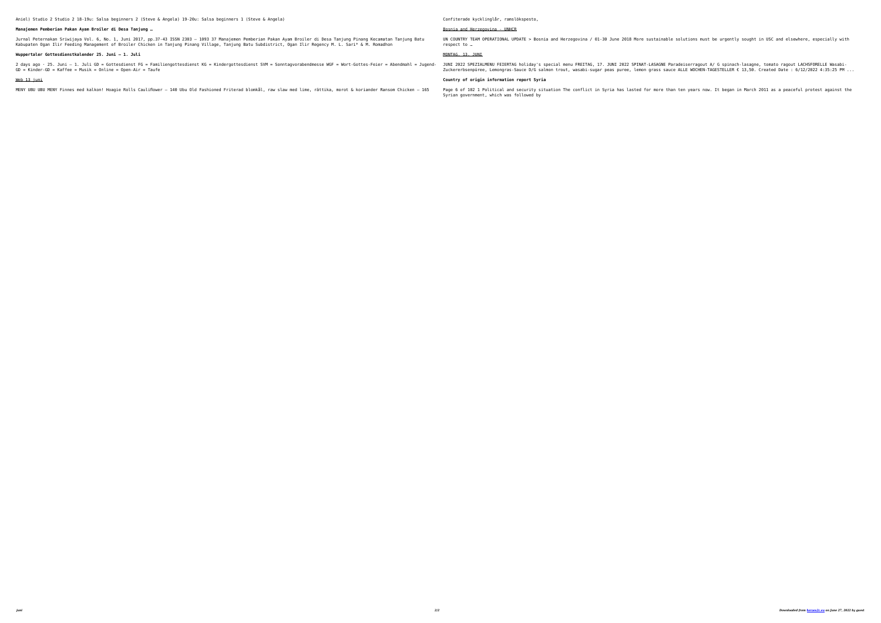Aniel) Studio 2 Studio 2 18-19u: Salsa beginners 2 (Steve & Angela) 19-20u: Salsa beginners 1 (Steve & Angela)

**Manajemen Pemberian Pakan Ayam Broiler di Desa Tanjung …**

Jurnal Peternakan Sriwijaya Vol. 6, No. 1, Juni 2017, pp.37-43 ISSN 2303 – 1093 37 Manajemen Pemberian Pakan Ayam Broiler di Desa Tanjung Pinang Kecamatan Tanjung Batu Kabupaten Ogan Ilir Feeding Management of Broiler Chicken in Tanjung Pinang Village, Tanjung Batu Subdistrict, Ogan Ilir Regency M. L. Sari* & M. Romadhon

**Wuppertaler Gottesdienstkalender 25. Juni – 1. Juli**

2 days ago · 25. Juni – 1. Juli GD = Gottesdienst FG = Familiengottesdienst KG = Kindergottesdienst SVM = Sonntagvorabendmesse WGF = Wort-Gottes-Feier = Abendmahl = Jugend-GD = Kinder-GD = Kaffee = Musik = Online = Open-Air = Taufe

Web 13 juni

MENY UBU UBU MENY Finnes med kalkon! Hoagie Rolls Cauliflower – 140 Ubu Old Fashioned Friterad blomkål, raw slaw med lime, rättika, morot & koriander Ransom Chicken – 165 Confiterade kycklinglår, ramslökspesto,

Bosnia and Herzegovina - UNHCR

UN COUNTRY TEAM OPERATIONAL UPDATE > Bosnia and Herzegovina / 01-30 June 2018 More sustainable solutions must be urgently sought in USC and elsewhere, especially with respect to …

MONTAG, 13. JUNI

JUNI 2022 SPEZIALMENU FEIERTAG holiday's special menu FREITAG, 17. JUNI 2022 SPINAT-LASAGNE Paradeiserragout A/ G spinach-lasagne, tomato ragout LACHSFORELLE Wasabi-Zuckererbsenpüree, Lemongras-Sauce D/G salmon trout, wasabi-sugar peas puree, lemon grass sauce ALLE WOCHEN-TAGESTELLER € 13,50. Created Date : 6/12/2022 4:35:25 PM ...

**Country of origin information report Syria**

Page 6 of 102 1 Political and security situation The conflict in Syria has lasted for more than ten years now. It began in March 2011 as a peaceful protest against the Syrian government, which was followed by